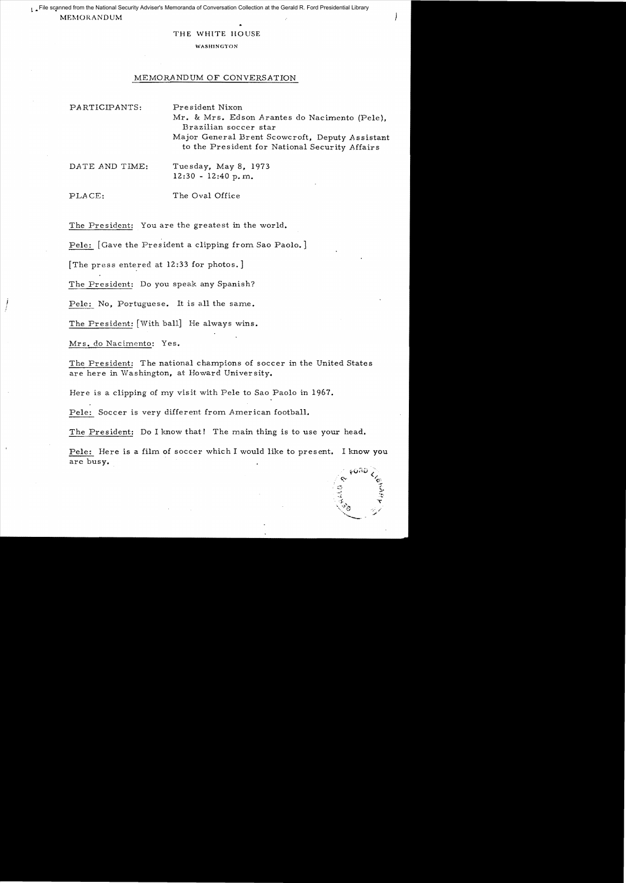File scanned from the National Security Adviser's Memoranda of Conversation Collection at the Gerald R. Ford Presidential Library

MEMORANDUM

THE WHITE HOUSE

WASHINGTON

## MEMORANDUM OF CONVERSATION

PARTICIPANTS: President Nixon
Mr. & Mrs. Edson Arantes do Nacimento (Pele), Brazilian soccer star
Major General Brent Scowcroft, Deputy Assistant to the President for National Security Affairs

DATE AND TIME: Tuesday, May 8, 1973
12:30 - 12:40 p.m.

PLACE: The Oval Office

The President: You are the greatest in the world.

Pele: [Gave the President a clipping from Sao Paolo.]

[The press entered at 12:33 for photos.]

The President: Do you speak any Spanish?

Pele: No, Portuguese. It is all the same.

The President: [With ball] He always wins.

Mrs. do Nacimento: Yes.

The President: The national champions of soccer in the United States are here in Washington, at Howard University.

Here is a clipping of my visit with Pele to Sao Paolo in 1967.

Pele: Soccer is very different from American football.

The President: Do I know that! The main thing is to use your head.

Pele: Here is a film of soccer which I would like to present. I know you are busy.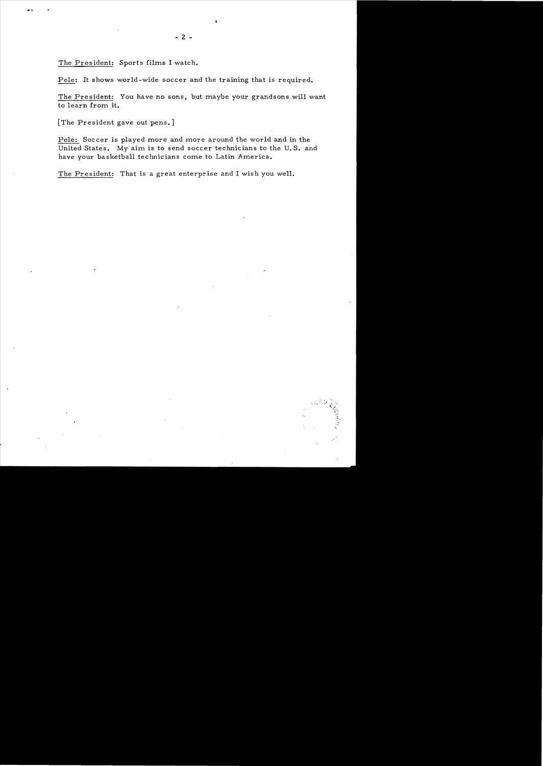The President: Sports films I watch.

Pele: It shows world-wide soccer and the training that is required.

The President: You have no sons, but maybe your grandsons will want to learn from it.

[The President gave out pens.]

Pele: Soccer is played more and more around the world and in the United States. My aim is to send soccer technicians to the U.S. and have your basketball technicians come to Latin America.

The President: That is a great enterprise and I wish you well.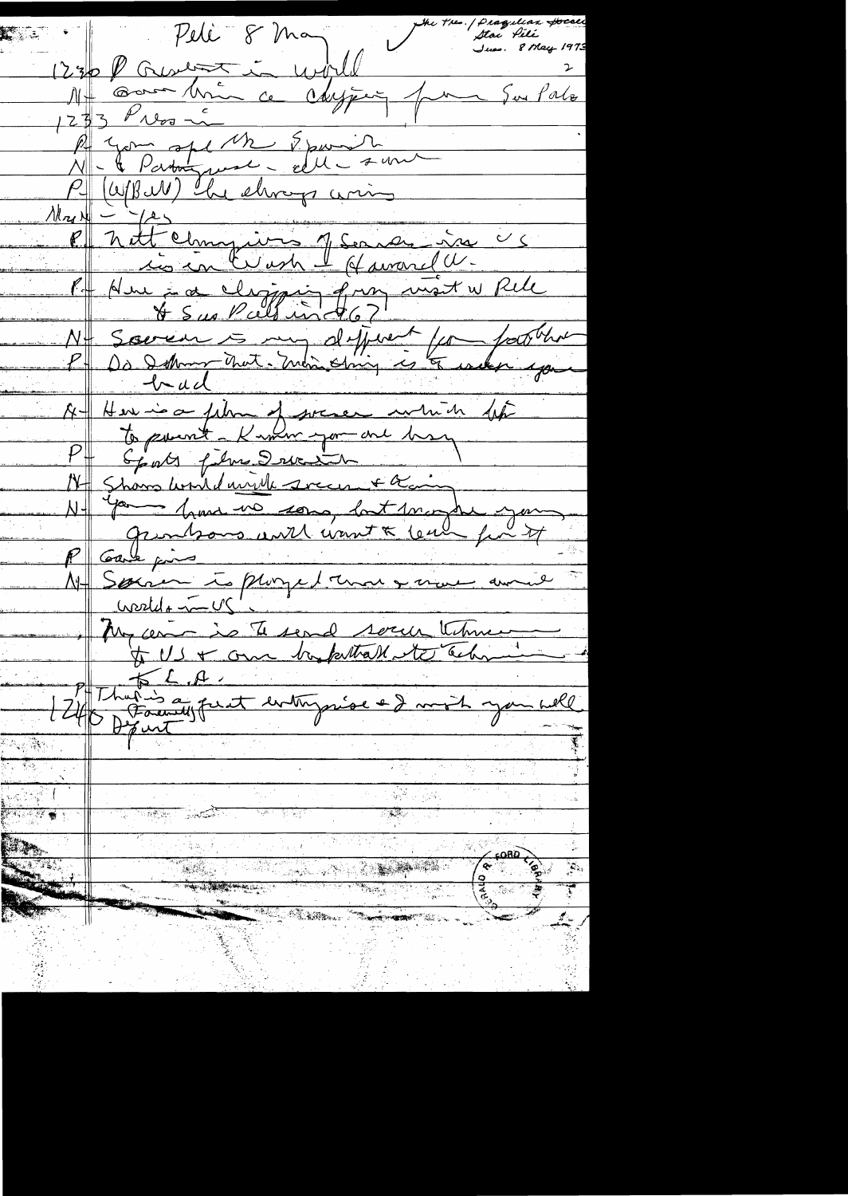Pele 8 May

The Pres. / Brazilian soccer Star Pele
Tues. 8 May 1973

1230 P Greatest in world

N - Ocean  bring a clipping from Sao Paulo

1233 Pres in

P - You speak the Spanish

N - & Portuguese - all same

P - (W/Ball) the chargers arrive

Mrs N - Yes

P - Natl Champions of Soccer in US is in Wash & Howard U.

P - Here is a clipping from visit w Pele & Sao Paulo in 67

N - Soccer is very different from football

P - Do I know that. Main thing is to use your head

N - Here is a film of soccer which we to present - Know you are busy

P - Sports films I watch

N - Shows world wide soccer & training

N - You have no sons, but maybe your grandsons will want to learn for it

P - Gave pins

N - Soccer is played more & more around world & in US.

My aim is to send soccer teams to US & our basketball teams to china & to L.A.

P - That's a great enterprise & I wish you well

1240 Depart